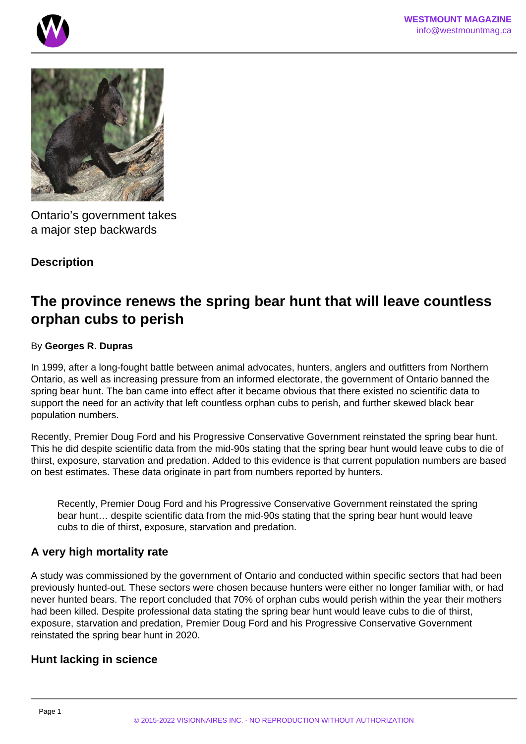Ontario's government takes a major step backwards

**Description**

## The province renews the spring bear hunt that will leave countless orphan cubs to perish

By **Georges R. Dupras**

In 1999, after a long-fought battle between animal advocates, hunters, anglers and outfitters from Northern Ontario, as well as increasing pressure from an informed electorate, the government of Ontario banned the spring bear hunt. The ban came into effect after it became obvious that there existed no scientific data to support the need for an activity that left countless orphan cubs to perish, and further skewed black bear population numbers.

Recently, Premier Doug Ford and his Progressive Conservative Government reinstated the spring bear hunt. This he did despite scientific data from the mid-90s stating that the spring bear hunt would leave cubs to die of thirst, exposure, starvation and predation. Added to this evidence is that current population numbers are based on best estimates. These data originate in part from numbers reported by hunters.

> Recently, Premier Doug Ford and his Progressive Conservative Government reinstated the spring bear hunt… despite scientific data from the mid-90s stating that the spring bear hunt would leave cubs to die of thirst, exposure, starvation and predation.

### A very high mortality rate

A study was commissioned by the government of Ontario and conducted within specific sectors that had been previously hunted-out. These sectors were chosen because hunters were either no longer familiar with, or had never hunted bears. The report concluded that 70% of orphan cubs would perish within the year their mothers had been killed. Despite professional data stating the spring bear hunt would leave cubs to die of thirst, exposure, starvation and predation, Premier Doug Ford and his Progressive Conservative Government reinstated the spring bear hunt in 2020.

### Hunt lacking in science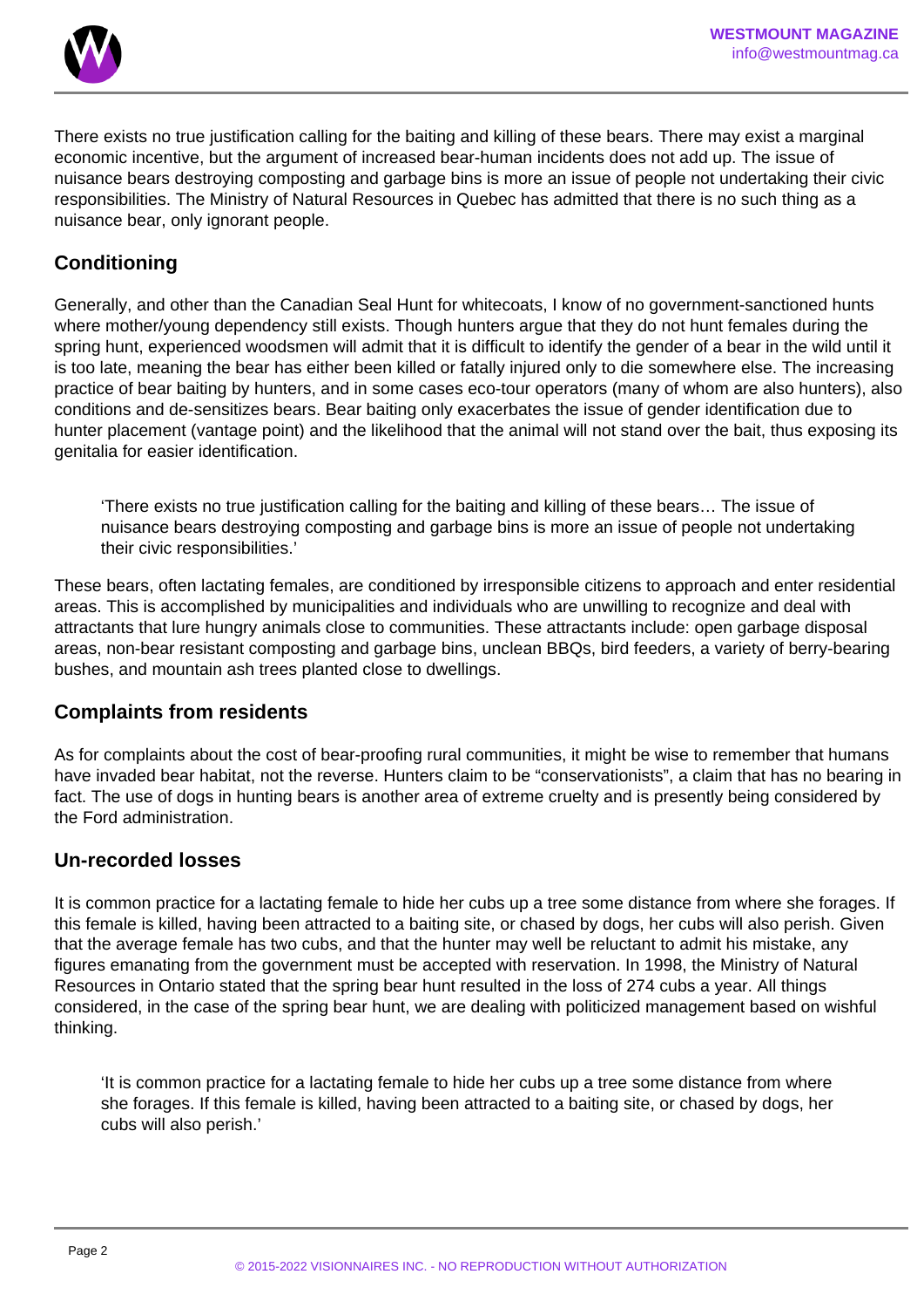There exists no true justification calling for the baiting and killing of these bears. There may exist a marginal economic incentive, but the argument of increased bear-human incidents does not add up. The issue of nuisance bears destroying composting and garbage bins is more an issue of people not undertaking their civic responsibilities. The Ministry of Natural Resources in Quebec has admitted that there is no such thing as a nuisance bear, only ignorant people.

## Conditioning

Generally, and other than the Canadian Seal Hunt for whitecoats, I know of no government-sanctioned hunts where mother/young dependency still exists. Though hunters argue that they do not hunt females during the spring hunt, experienced woodsmen will admit that it is difficult to identify the gender of a bear in the wild until it is too late, meaning the bear has either been killed or fatally injured only to die somewhere else. The increasing practice of bear baiting by hunters, and in some cases eco-tour operators (many of whom are also hunters), also conditions and de-sensitizes bears. Bear baiting only exacerbates the issue of gender identification due to hunter placement (vantage point) and the likelihood that the animal will not stand over the bait, thus exposing its genitalia for easier identification.

> 'There exists no true justification calling for the baiting and killing of these bears… The issue of nuisance bears destroying composting and garbage bins is more an issue of people not undertaking their civic responsibilities.'

These bears, often lactating females, are conditioned by irresponsible citizens to approach and enter residential areas. This is accomplished by municipalities and individuals who are unwilling to recognize and deal with attractants that lure hungry animals close to communities. These attractants include: open garbage disposal areas, non-bear resistant composting and garbage bins, unclean BBQs, bird feeders, a variety of berry-bearing bushes, and mountain ash trees planted close to dwellings.

## Complaints from residents

As for complaints about the cost of bear-proofing rural communities, it might be wise to remember that humans have invaded bear habitat, not the reverse. Hunters claim to be "conservationists", a claim that has no bearing in fact. The use of dogs in hunting bears is another area of extreme cruelty and is presently being considered by the Ford administration.

## Un-recorded losses

It is common practice for a lactating female to hide her cubs up a tree some distance from where she forages. If this female is killed, having been attracted to a baiting site, or chased by dogs, her cubs will also perish. Given that the average female has two cubs, and that the hunter may well be reluctant to admit his mistake, any figures emanating from the government must be accepted with reservation. In 1998, the Ministry of Natural Resources in Ontario stated that the spring bear hunt resulted in the loss of 274 cubs a year. All things considered, in the case of the spring bear hunt, we are dealing with politicized management based on wishful thinking.

> 'It is common practice for a lactating female to hide her cubs up a tree some distance from where she forages. If this female is killed, having been attracted to a baiting site, or chased by dogs, her cubs will also perish.'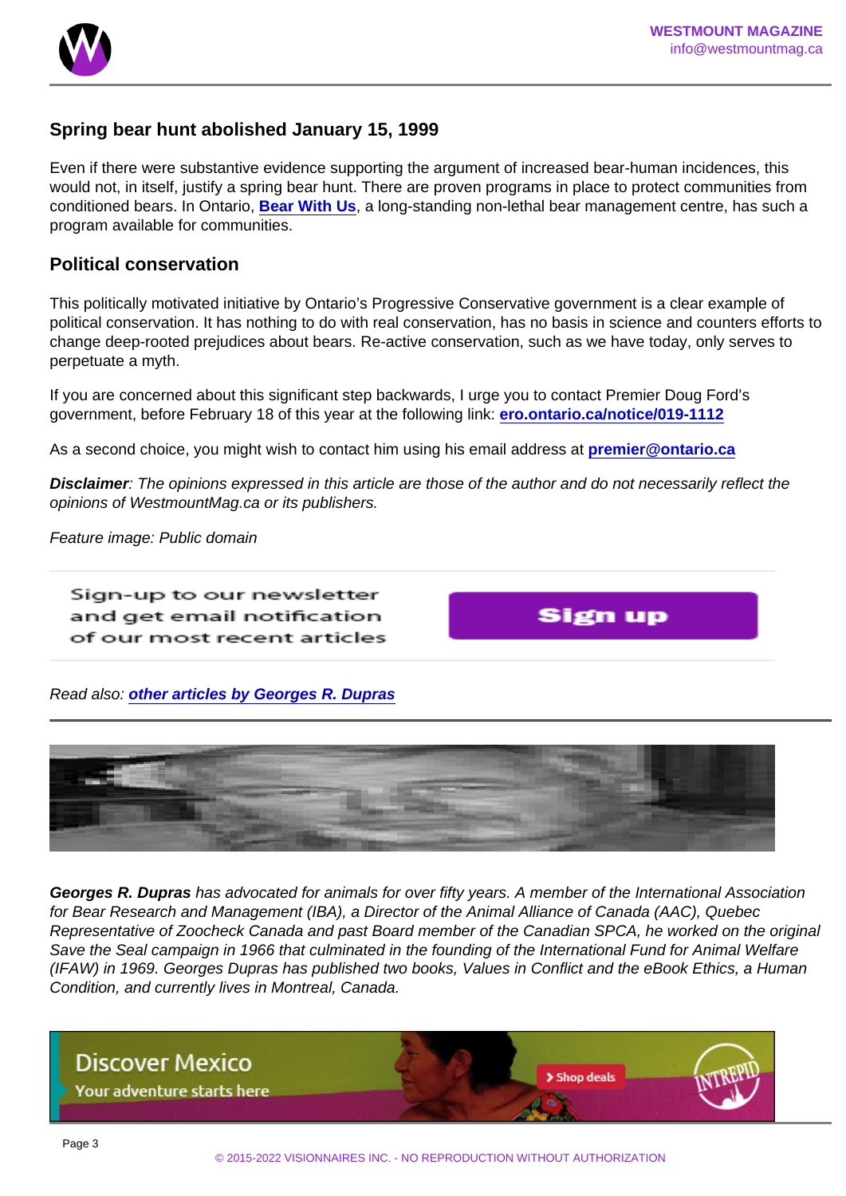## Spring bear hunt abolished January 15, 1999

Even if there were substantive evidence supporting the argument of increased bear-human incidences, this would not, in itself, justify a spring bear hunt. There are proven programs in place to protect communities from conditioned bears. In Ontario, **Bear With Us**, a long-standing non-lethal bear management centre, has such a program available for communities.

## Political conservation

This politically motivated initiative by Ontario's Progressive Conservative government is a clear example of political conservation. It has nothing to do with real conservation, has no basis in science and counters efforts to change deep-rooted prejudices about bears. Re-active conservation, such as we have today, only serves to perpetuate a myth.

If you are concerned about this significant step backwards, I urge you to contact Premier Doug Ford's government, before February 18 of this year at the following link: **ero.ontario.ca/notice/019-1112**

As a second choice, you might wish to contact him using his email address at **premier@ontario.ca**

***Disclaimer****: The opinions expressed in this article are those of the author and do not necessarily reflect the opinions of WestmountMag.ca or its publishers.*

*Feature image: Public domain*

Sign-up to our newsletter and get email notification of our most recent articles

Sign up

*Read also:* ***other articles by Georges R. Dupras***

***Georges R. Dupras*** *has advocated for animals for over fifty years. A member of the International Association for Bear Research and Management (IBA), a Director of the Animal Alliance of Canada (AAC), Quebec Representative of Zoocheck Canada and past Board member of the Canadian SPCA, he worked on the original Save the Seal campaign in 1966 that culminated in the founding of the International Fund for Animal Welfare (IFAW) in 1969. Georges Dupras has published two books, Values in Conflict and the eBook Ethics, a Human Condition, and currently lives in Montreal, Canada.*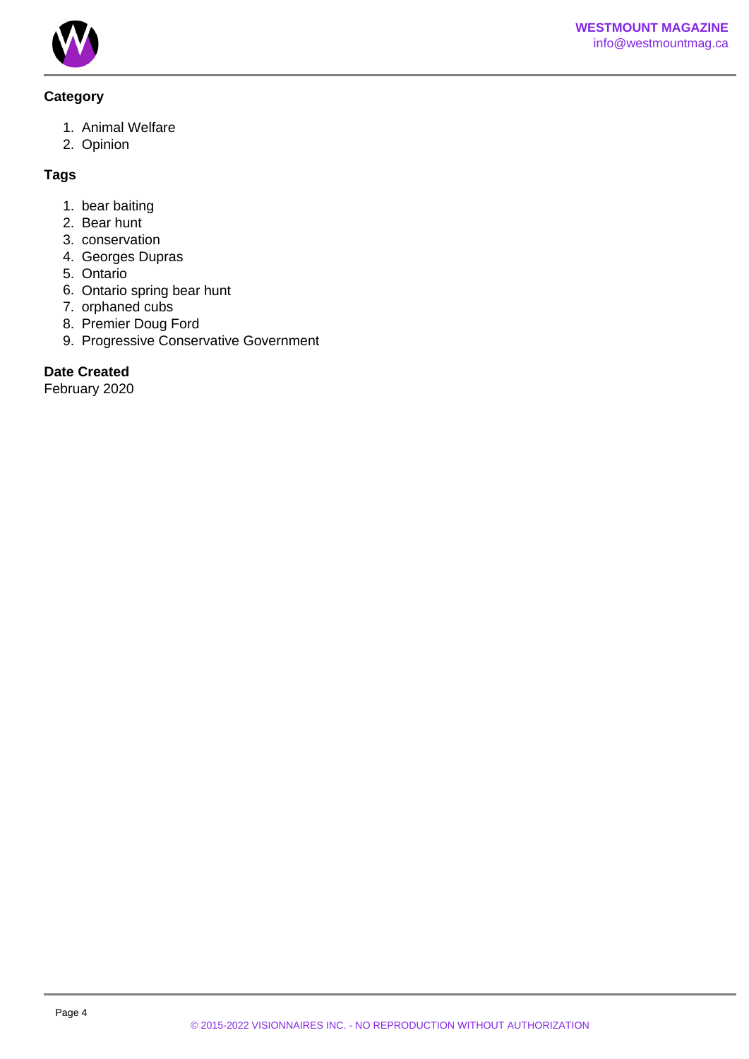**Category**

1. Animal Welfare
2. Opinion

**Tags**

1. bear baiting
2. Bear hunt
3. conservation
4. Georges Dupras
5. Ontario
6. Ontario spring bear hunt
7. orphaned cubs
8. Premier Doug Ford
9. Progressive Conservative Government

**Date Created**
February 2020